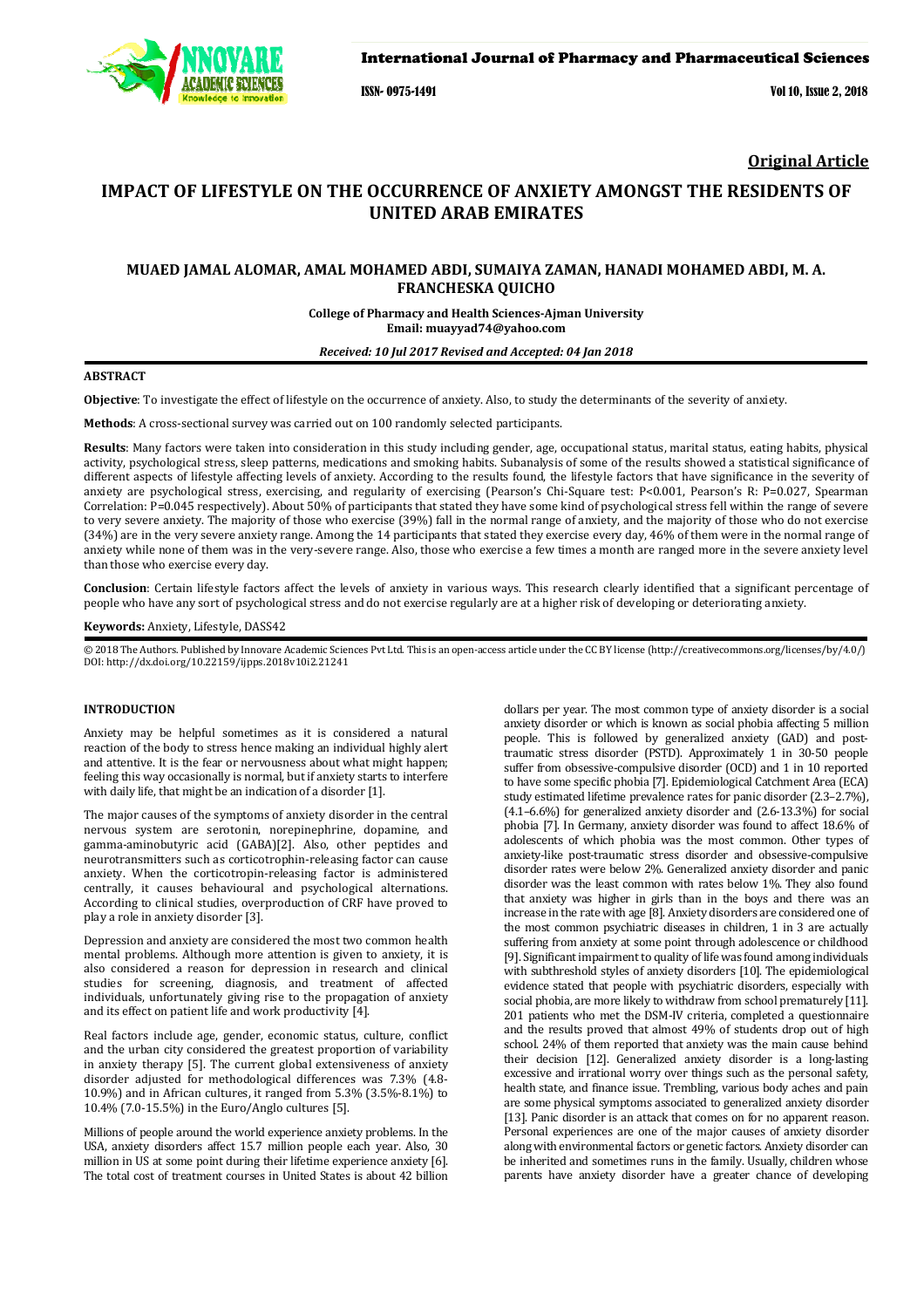Original Article

# IMPACT OF LIFESTYLE ON THE OCCURRENCE OF ANXIETY AMONGST THE RESIDENTS OF UNITED ARAB EMIRATES

**MUAED JAMAL ALOMAR, AMAL MOHAMED ABDI, SUMAIYA ZAMAN, HANADI MOHAMED ABDI, M. A. FRANCHESKA QUICHO**

**College of Pharmacy and Health Sciences-Ajman University**
**Email: muayyad74@yahoo.com**

***Received: 10 Jul 2017 Revised and Accepted: 04 Jan 2018***

## ABSTRACT

**Objective**: To investigate the effect of lifestyle on the occurrence of anxiety. Also, to study the determinants of the severity of anxiety.

**Methods**: A cross-sectional survey was carried out on 100 randomly selected participants.

**Results**: Many factors were taken into consideration in this study including gender, age, occupational status, marital status, eating habits, physical activity, psychological stress, sleep patterns, medications and smoking habits. Subanalysis of some of the results showed a statistical significance of different aspects of lifestyle affecting levels of anxiety. According to the results found, the lifestyle factors that have significance in the severity of anxiety are psychological stress, exercising, and regularity of exercising (Pearson's Chi-Square test: $P<0.001$, Pearson's R: $P=0.027$, Spearman Correlation: $P=0.045$ respectively). About 50% of participants that stated they have some kind of psychological stress fell within the range of severe to very severe anxiety. The majority of those who exercise (39%) fall in the normal range of anxiety, and the majority of those who do not exercise (34%) are in the very severe anxiety range. Among the 14 participants that stated they exercise every day, 46% of them were in the normal range of anxiety while none of them was in the very-severe range. Also, those who exercise a few times a month are ranged more in the severe anxiety level than those who exercise every day.

**Conclusion**: Certain lifestyle factors affect the levels of anxiety in various ways. This research clearly identified that a significant percentage of people who have any sort of psychological stress and do not exercise regularly are at a higher risk of developing or deteriorating anxiety.

**Keywords:** Anxiety, Lifestyle, DASS42

© 2018 The Authors. Published by Innovare Academic Sciences Pvt Ltd. This is an open-access article under the CC BY license (http://creativecommons.org/licenses/by/4.0/)
DOI: http://dx.doi.org/10.22159/ijpps.2018v10i2.21241

## INTRODUCTION

Anxiety may be helpful sometimes as it is considered a natural reaction of the body to stress hence making an individual highly alert and attentive. It is the fear or nervousness about what might happen; feeling this way occasionally is normal, but if anxiety starts to interfere with daily life, that might be an indication of a disorder [1].

The major causes of the symptoms of anxiety disorder in the central nervous system are serotonin, norepinephrine, dopamine, and gamma-aminobutyric acid (GABA)[2]. Also, other peptides and neurotransmitters such as corticotrophin-releasing factor can cause anxiety. When the corticotropin-releasing factor is administered centrally, it causes behavioural and psychological alternations. According to clinical studies, overproduction of CRF have proved to play a role in anxiety disorder [3].

Depression and anxiety are considered the most two common health mental problems. Although more attention is given to anxiety, it is also considered a reason for depression in research and clinical studies for screening, diagnosis, and treatment of affected individuals, unfortunately giving rise to the propagation of anxiety and its effect on patient life and work productivity [4].

Real factors include age, gender, economic status, culture, conflict and the urban city considered the greatest proportion of variability in anxiety therapy [5]. The current global extensiveness of anxiety disorder adjusted for methodological differences was 7.3% (4.8-10.9%) and in African cultures, it ranged from 5.3% (3.5%-8.1%) to 10.4% (7.0-15.5%) in the Euro/Anglo cultures [5].

Millions of people around the world experience anxiety problems. In the USA, anxiety disorders affect 15.7 million people each year. Also, 30 million in US at some point during their lifetime experience anxiety [6]. The total cost of treatment courses in United States is about 42 billion dollars per year. The most common type of anxiety disorder is a social anxiety disorder or which is known as social phobia affecting 5 million people. This is followed by generalized anxiety (GAD) and post-traumatic stress disorder (PSTD). Approximately 1 in 30-50 people suffer from obsessive-compulsive disorder (OCD) and 1 in 10 reported to have some specific phobia [7]. Epidemiological Catchment Area (ECA) study estimated lifetime prevalence rates for panic disorder (2.3–2.7%), (4.1–6.6%) for generalized anxiety disorder and (2.6-13.3%) for social phobia [7]. In Germany, anxiety disorder was found to affect 18.6% of adolescents of which phobia was the most common. Other types of anxiety-like post-traumatic stress disorder and obsessive-compulsive disorder rates were below 2%. Generalized anxiety disorder and panic disorder was the least common with rates below 1%. They also found that anxiety was higher in girls than in the boys and there was an increase in the rate with age [8]. Anxiety disorders are considered one of the most common psychiatric diseases in children, 1 in 3 are actually suffering from anxiety at some point through adolescence or childhood [9]. Significant impairment to quality of life was found among individuals with subthreshold styles of anxiety disorders [10]. The epidemiological evidence stated that people with psychiatric disorders, especially with social phobia, are more likely to withdraw from school prematurely [11]. 201 patients who met the DSM-IV criteria, completed a questionnaire and the results proved that almost 49% of students drop out of high school. 24% of them reported that anxiety was the main cause behind their decision [12]. Generalized anxiety disorder is a long-lasting excessive and irrational worry over things such as the personal safety, health state, and finance issue. Trembling, various body aches and pain are some physical symptoms associated to generalized anxiety disorder [13]. Panic disorder is an attack that comes on for no apparent reason. Personal experiences are one of the major causes of anxiety disorder along with environmental factors or genetic factors. Anxiety disorder can be inherited and sometimes runs in the family. Usually, children whose parents have anxiety disorder have a greater chance of developing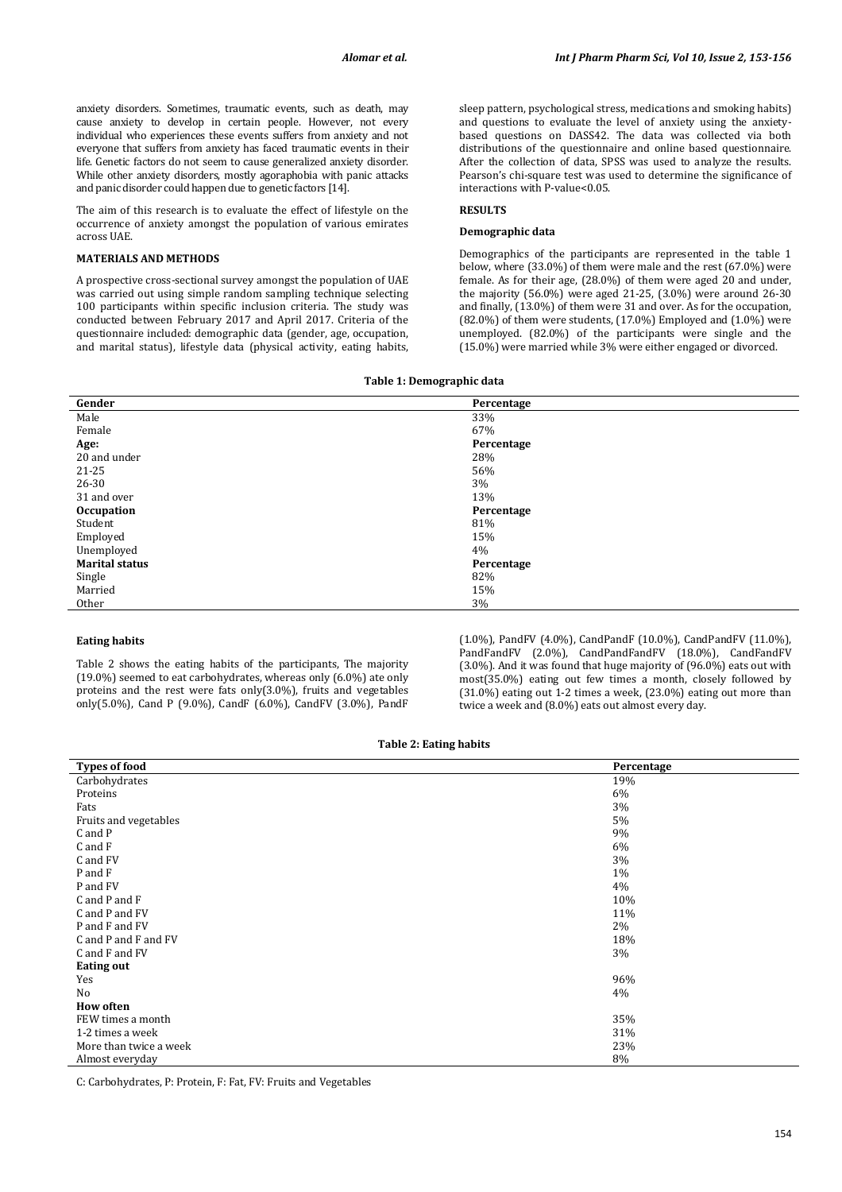anxiety disorders. Sometimes, traumatic events, such as death, may cause anxiety to develop in certain people. However, not every individual who experiences these events suffers from anxiety and not everyone that suffers from anxiety has faced traumatic events in their life. Genetic factors do not seem to cause generalized anxiety disorder. While other anxiety disorders, mostly agoraphobia with panic attacks and panic disorder could happen due to genetic factors [14].

The aim of this research is to evaluate the effect of lifestyle on the occurrence of anxiety amongst the population of various emirates across UAE.

## MATERIALS AND METHODS

A prospective cross-sectional survey amongst the population of UAE was carried out using simple random sampling technique selecting 100 participants within specific inclusion criteria. The study was conducted between February 2017 and April 2017. Criteria of the questionnaire included: demographic data (gender, age, occupation, and marital status), lifestyle data (physical activity, eating habits, sleep pattern, psychological stress, medications and smoking habits) and questions to evaluate the level of anxiety using the anxiety-based questions on DASS42. The data was collected via both distributions of the questionnaire and online based questionnaire. After the collection of data, SPSS was used to analyze the results. Pearson's chi-square test was used to determine the significance of interactions with P-value<0.05.

## RESULTS

### Demographic data

Demographics of the participants are represented in the table 1 below, where (33.0%) of them were male and the rest (67.0%) were female. As for their age, (28.0%) of them were aged 20 and under, the majority (56.0%) were aged 21-25, (3.0%) were around 26-30 and finally, (13.0%) of them were 31 and over. As for the occupation, (82.0%) of them were students, (17.0%) Employed and (1.0%) were unemployed. (82.0%) of the participants were single and the (15.0%) were married while 3% were either engaged or divorced.

**Table 1: Demographic data**

| Gender | Percentage |
|---|---|
| Male | 33% |
| Female | 67% |
| **Age:** | **Percentage** |
| 20 and under | 28% |
| 21-25 | 56% |
| 26-30 | 3% |
| 31 and over | 13% |
| **Occupation** | **Percentage** |
| Student | 81% |
| Employed | 15% |
| Unemployed | 4% |
| **Marital status** | **Percentage** |
| Single | 82% |
| Married | 15% |
| Other | 3% |

### Eating habits

Table 2 shows the eating habits of the participants, The majority (19.0%) seemed to eat carbohydrates, whereas only (6.0%) ate only proteins and the rest were fats only(3.0%), fruits and vegetables only(5.0%), Cand P (9.0%), CandF (6.0%), CandFV (3.0%), PandF (1.0%), PandFV (4.0%), CandPandF (10.0%), CandPandFV (11.0%), PandFandFV (2.0%), CandPandFandFV (18.0%), CandFandFV (3.0%). And it was found that huge majority of (96.0%) eats out with most(35.0%) eating out few times a month, closely followed by (31.0%) eating out 1-2 times a week, (23.0%) eating out more than twice a week and (8.0%) eats out almost every day.

**Table 2: Eating habits**

| Types of food | Percentage |
|---|---|
| Carbohydrates | 19% |
| Proteins | 6% |
| Fats | 3% |
| Fruits and vegetables | 5% |
| C and P | 9% |
| C and F | 6% |
| C and FV | 3% |
| P and F | 1% |
| P and FV | 4% |
| C and P and F | 10% |
| C and P and FV | 11% |
| P and F and FV | 2% |
| C and P and F and FV | 18% |
| C and F and FV | 3% |
| **Eating out** | |
| Yes | 96% |
| No | 4% |
| **How often** | |
| FEW times a month | 35% |
| 1-2 times a week | 31% |
| More than twice a week | 23% |
| Almost everyday | 8% |

C: Carbohydrates, P: Protein, F: Fat, FV: Fruits and Vegetables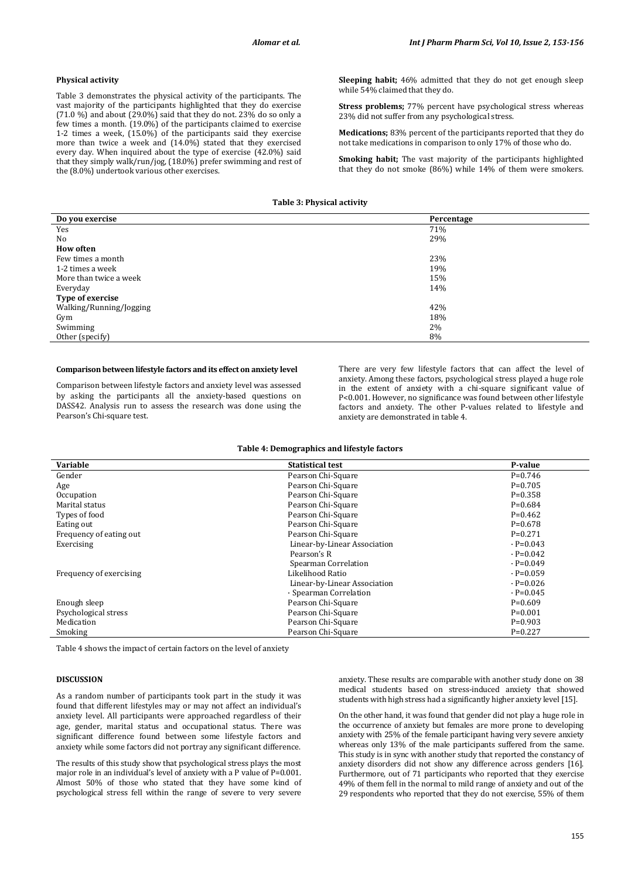### Physical activity

Table 3 demonstrates the physical activity of the participants. The vast majority of the participants highlighted that they do exercise (71.0 %) and about (29.0%) said that they do not. 23% do so only a few times a month. (19.0%) of the participants claimed to exercise 1-2 times a week, (15.0%) of the participants said they exercise more than twice a week and (14.0%) stated that they exercised every day. When inquired about the type of exercise (42.0%) said that they simply walk/run/jog, (18.0%) prefer swimming and rest of the (8.0%) undertook various other exercises.

**Sleeping habit;** 46% admitted that they do not get enough sleep while 54% claimed that they do.

**Stress problems;** 77% percent have psychological stress whereas 23% did not suffer from any psychological stress.

**Medications;** 83% percent of the participants reported that they do not take medications in comparison to only 17% of those who do.

**Smoking habit;** The vast majority of the participants highlighted that they do not smoke (86%) while 14% of them were smokers.

**Table 3: Physical activity**

| Do you exercise | Percentage |
|---|---|
| Yes | 71% |
| No | 29% |
| **How often** | |
| Few times a month | 23% |
| 1-2 times a week | 19% |
| More than twice a week | 15% |
| Everyday | 14% |
| **Type of exercise** | |
| Walking/Running/Jogging | 42% |
| Gym | 18% |
| Swimming | 2% |
| Other (specify) | 8% |

### Comparison between lifestyle factors and its effect on anxiety level

Comparison between lifestyle factors and anxiety level was assessed by asking the participants all the anxiety-based questions on DASS42. Analysis run to assess the research was done using the Pearson's Chi-square test.

There are very few lifestyle factors that can affect the level of anxiety. Among these factors, psychological stress played a huge role in the extent of anxiety with a chi-square significant value of P<0.001. However, no significance was found between other lifestyle factors and anxiety. The other P-values related to lifestyle and anxiety are demonstrated in table 4.

**Table 4: Demographics and lifestyle factors**

| Variable | Statistical test | P-value |
|---|---|---|
| Gender | Pearson Chi-Square | P=0.746 |
| Age | Pearson Chi-Square | P=0.705 |
| Occupation | Pearson Chi-Square | P=0.358 |
| Marital status | Pearson Chi-Square | P=0.684 |
| Types of food | Pearson Chi-Square | P=0.462 |
| Eating out | Pearson Chi-Square | P=0.678 |
| Frequency of eating out | Pearson Chi-Square | P=0.271 |
| Exercising | Linear-by-Linear Association | · P=0.043 |
| | Pearson's R | · P=0.042 |
| | Spearman Correlation | · P=0.049 |
| Frequency of exercising | Likelihood Ratio | · P=0.059 |
| | Linear-by-Linear Association | · P=0.026 |
| | · Spearman Correlation | · P=0.045 |
| Enough sleep | Pearson Chi-Square | P=0.609 |
| Psychological stress | Pearson Chi-Square | P=0.001 |
| Medication | Pearson Chi-Square | P=0.903 |
| Smoking | Pearson Chi-Square | P=0.227 |

Table 4 shows the impact of certain factors on the level of anxiety

### DISCUSSION

As a random number of participants took part in the study it was found that different lifestyles may or may not affect an individual's anxiety level. All participants were approached regardless of their age, gender, marital status and occupational status. There was significant difference found between some lifestyle factors and anxiety while some factors did not portray any significant difference.

The results of this study show that psychological stress plays the most major role in an individual's level of anxiety with a P value of P=0.001. Almost 50% of those who stated that they have some kind of psychological stress fell within the range of severe to very severe anxiety. These results are comparable with another study done on 38 medical students based on stress-induced anxiety that showed students with high stress had a significantly higher anxiety level [15].

On the other hand, it was found that gender did not play a huge role in the occurrence of anxiety but females are more prone to developing anxiety with 25% of the female participant having very severe anxiety whereas only 13% of the male participants suffered from the same. This study is in sync with another study that reported the constancy of anxiety disorders did not show any difference across genders [16]. Furthermore, out of 71 participants who reported that they exercise 49% of them fell in the normal to mild range of anxiety and out of the 29 respondents who reported that they do not exercise, 55% of them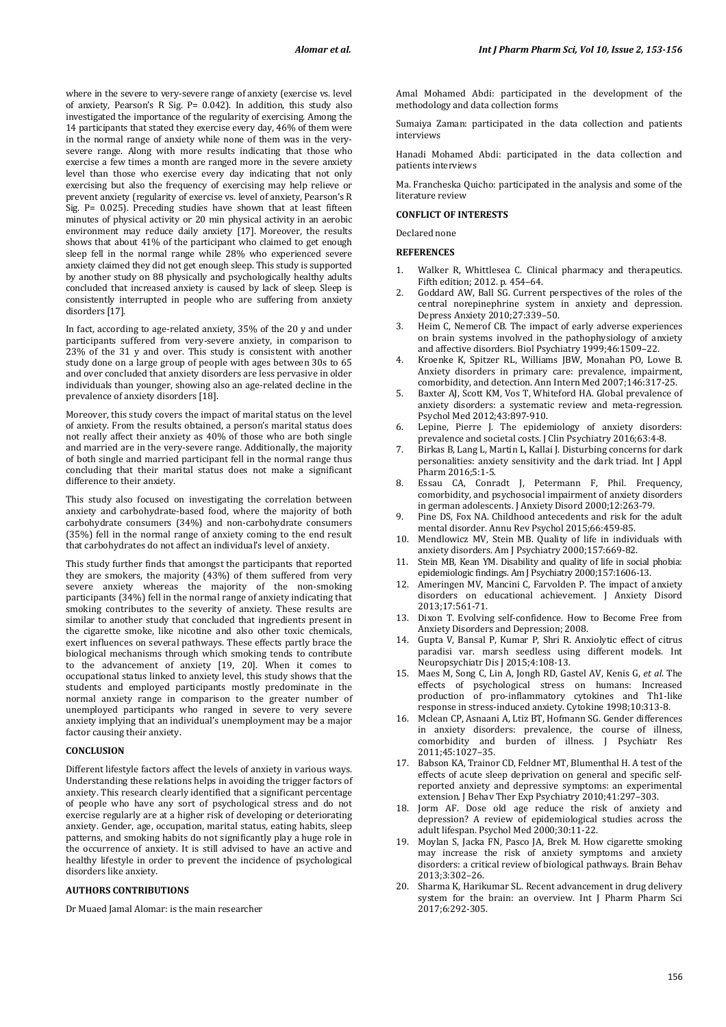where in the severe to very-severe range of anxiety (exercise vs. level of anxiety, Pearson's R Sig. P= 0.042). In addition, this study also investigated the importance of the regularity of exercising. Among the 14 participants that stated they exercise every day, 46% of them were in the normal range of anxiety while none of them was in the very-severe range. Along with more results indicating that those who exercise a few times a month are ranged more in the severe anxiety level than those who exercise every day indicating that not only exercising but also the frequency of exercising may help relieve or prevent anxiety (regularity of exercise vs. level of anxiety, Pearson's R Sig. P= 0.025). Preceding studies have shown that at least fifteen minutes of physical activity or 20 min physical activity in an aerobic environment may reduce daily anxiety [17]. Moreover, the results shows that about 41% of the participant who claimed to get enough sleep fell in the normal range while 28% who experienced severe anxiety claimed they did not get enough sleep. This study is supported by another study on 88 physically and psychologically healthy adults concluded that increased anxiety is caused by lack of sleep. Sleep is consistently interrupted in people who are suffering from anxiety disorders [17].

In fact, according to age-related anxiety, 35% of the 20 y and under participants suffered from very-severe anxiety, in comparison to 23% of the 31 y and over. This study is consistent with another study done on a large group of people with ages between 30s to 65 and over concluded that anxiety disorders are less pervasive in older individuals than younger, showing also an age-related decline in the prevalence of anxiety disorders [18].

Moreover, this study covers the impact of marital status on the level of anxiety. From the results obtained, a person's marital status does not really affect their anxiety as 40% of those who are both single and married are in the very-severe range. Additionally, the majority of both single and married participant fell in the normal range thus concluding that their marital status does not make a significant difference to their anxiety.

This study also focused on investigating the correlation between anxiety and carbohydrate-based food, where the majority of both carbohydrate consumers (34%) and non-carbohydrate consumers (35%) fell in the normal range of anxiety coming to the end result that carbohydrates do not affect an individual's level of anxiety.

This study further finds that amongst the participants that reported they are smokers, the majority (43%) of them suffered from very severe anxiety whereas the majority of the non-smoking participants (34%) fell in the normal range of anxiety indicating that smoking contributes to the severity of anxiety. These results are similar to another study that concluded that ingredients present in the cigarette smoke, like nicotine and also other toxic chemicals, exert influences on several pathways. These effects partly brace the biological mechanisms through which smoking tends to contribute to the advancement of anxiety [19, 20]. When it comes to occupational status linked to anxiety level, this study shows that the students and employed participants mostly predominate in the normal anxiety range in comparison to the greater number of unemployed participants who ranged in severe to very severe anxiety implying that an individual's unemployment may be a major factor causing their anxiety.

## CONCLUSION

Different lifestyle factors affect the levels of anxiety in various ways. Understanding these relations helps in avoiding the trigger factors of anxiety. This research clearly identified that a significant percentage of people who have any sort of psychological stress and do not exercise regularly are at a higher risk of developing or deteriorating anxiety. Gender, age, occupation, marital status, eating habits, sleep patterns, and smoking habits do not significantly play a huge role in the occurrence of anxiety. It is still advised to have an active and healthy lifestyle in order to prevent the incidence of psychological disorders like anxiety.

## AUTHORS CONTRIBUTIONS

Dr Muaed Jamal Alomar: is the main researcher

Amal Mohamed Abdi: participated in the development of the methodology and data collection forms

Sumaiya Zaman: participated in the data collection and patients interviews

Hanadi Mohamed Abdi: participated in the data collection and patients interviews

Ma. Francheska Quicho: participated in the analysis and some of the literature review

## CONFLICT OF INTERESTS

Declared none

## REFERENCES

1. Walker R, Whittlesea C. Clinical pharmacy and therapeutics. Fifth edition; 2012. p. 454–64.
2. Goddard AW, Ball SG. Current perspectives of the roles of the central norepinephrine system in anxiety and depression. Depress Anxiety 2010;27:339–50.
3. Heim C, Nemerof CB. The impact of early adverse experiences on brain systems involved in the pathophysiology of anxiety and affective disorders. Biol Psychiatry 1999;46:1509–22.
4. Kroenke K, Spitzer RL, Williams JBW, Monahan PO, Lowe B. Anxiety disorders in primary care: prevalence, impairment, comorbidity, and detection. Ann Intern Med 2007;146:317-25.
5. Baxter AJ, Scott KM, Vos T, Whiteford HA. Global prevalence of anxiety disorders: a systematic review and meta-regression. Psychol Med 2012;43:897-910.
6. Lepine, Pierre J. The epidemiology of anxiety disorders: prevalence and societal costs. J Clin Psychiatry 2016;63:4-8.
7. Birkas B, Lang L, Martin L, Kallai J. Disturbing concerns for dark personalities: anxiety sensitivity and the dark triad. Int J Appl Pharm 2016;5:1-5.
8. Essau CA, Conradt J, Petermann F, Phil. Frequency, comorbidity, and psychosocial impairment of anxiety disorders in german adolescents. J Anxiety Disord 2000;12:263-79.
9. Pine DS, Fox NA. Childhood antecedents and risk for the adult mental disorder. Annu Rev Psychol 2015;66:459-85.
10. Mendlowicz MV, Stein MB. Quality of life in individuals with anxiety disorders. Am J Psychiatry 2000;157:669-82.
11. Stein MB, Kean YM. Disability and quality of life in social phobia: epidemiologic findings. Am J Psychiatry 2000;157:1606-13.
12. Ameringen MV, Mancini C, Farvolden P. The impact of anxiety disorders on educational achievement. J Anxiety Disord 2013;17:561-71.
13. Dixon T. Evolving self-confidence. How to Become Free from Anxiety Disorders and Depression; 2008.
14. Gupta V, Bansal P, Kumar P, Shri R. Anxiolytic effect of citrus paradisi var. marsh seedless using different models. Int Neuropsychiatr Dis J 2015;4:108-13.
15. Maes M, Song C, Lin A, Jongh RD, Gastel AV, Kenis G, *et al*. The effects of psychological stress on humans: Increased production of pro-inflammatory cytokines and Th1-like response in stress-induced anxiety. Cytokine 1998;10:313-8.
16. Mclean CP, Asnaani A, Ltiz BT, Hofmann SG. Gender differences in anxiety disorders: prevalence, the course of illness, comorbidity and burden of illness. J Psychiatr Res 2011;45:1027–35.
17. Babson KA, Trainor CD, Feldner MT, Blumenthal H. A test of the effects of acute sleep deprivation on general and specific self-reported anxiety and depressive symptoms: an experimental extension. J Behav Ther Exp Psychiatry 2010;41:297–303.
18. Jorm AF. Dose old age reduce the risk of anxiety and depression? A review of epidemiological studies across the adult lifespan. Psychol Med 2000;30:11-22.
19. Moylan S, Jacka FN, Pasco JA, Brek M. How cigarette smoking may increase the risk of anxiety symptoms and anxiety disorders: a critical review of biological pathways. Brain Behav 2013;3:302–26.
20. Sharma K, Harikumar SL. Recent advancement in drug delivery system for the brain: an overview. Int J Pharm Pharm Sci 2017;6:292-305.